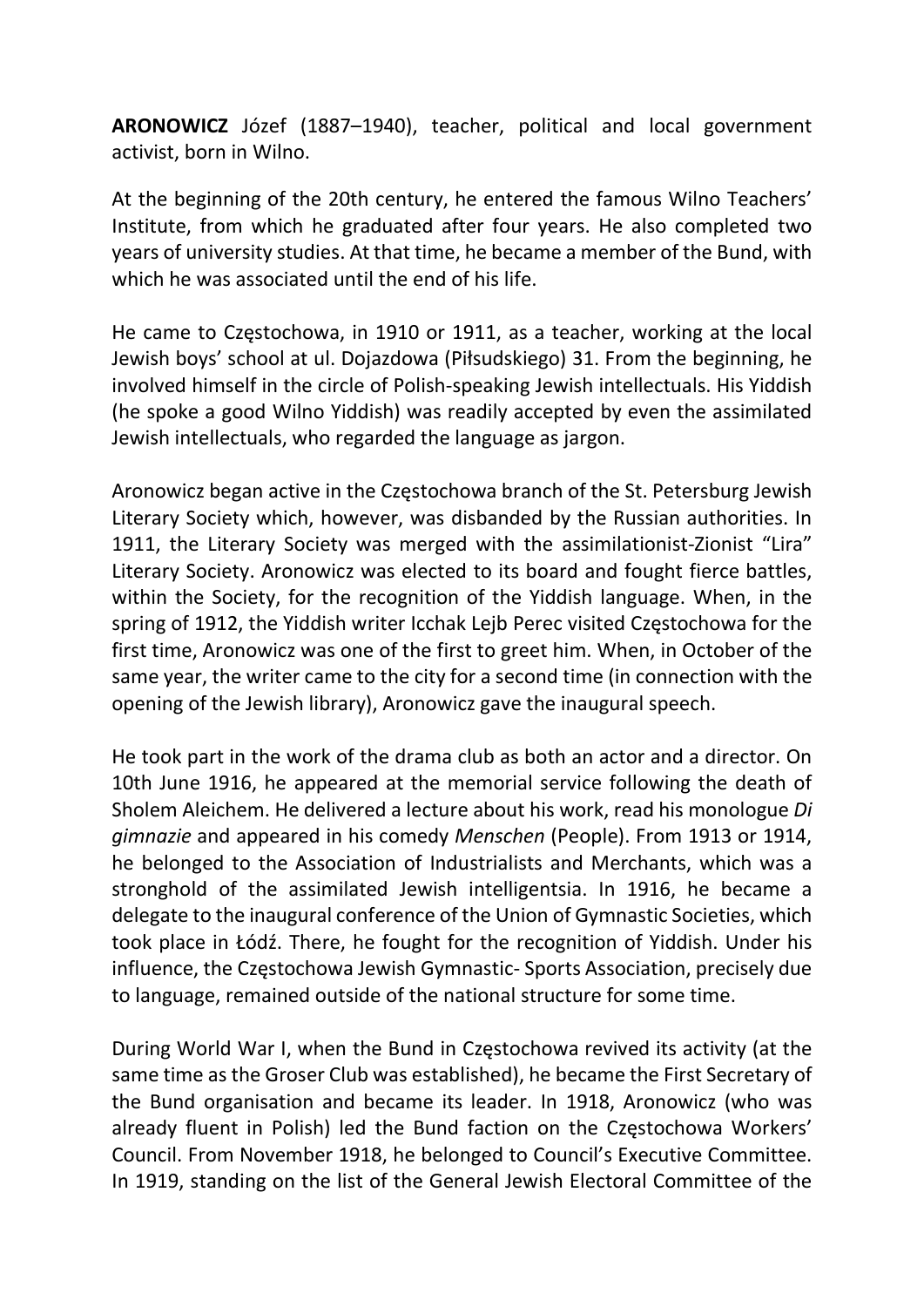**ARONOWICZ** Józef (1887–1940), teacher, political and local government activist, born in Wilno.

At the beginning of the 20th century, he entered the famous Wilno Teachers' Institute, from which he graduated after four years. He also completed two years of university studies. At that time, he became a member of the Bund, with which he was associated until the end of his life.

He came to Częstochowa, in 1910 or 1911, as a teacher, working at the local Jewish boys' school at ul. Dojazdowa (Piłsudskiego) 31. From the beginning, he involved himself in the circle of Polish-speaking Jewish intellectuals. His Yiddish (he spoke a good Wilno Yiddish) was readily accepted by even the assimilated Jewish intellectuals, who regarded the language as jargon.

Aronowicz began active in the Częstochowa branch of the St. Petersburg Jewish Literary Society which, however, was disbanded by the Russian authorities. In 1911, the Literary Society was merged with the assimilationist-Zionist "Lira" Literary Society. Aronowicz was elected to its board and fought fierce battles, within the Society, for the recognition of the Yiddish language. When, in the spring of 1912, the Yiddish writer Icchak Lejb Perec visited Częstochowa for the first time, Aronowicz was one of the first to greet him. When, in October of the same year, the writer came to the city for a second time (in connection with the opening of the Jewish library), Aronowicz gave the inaugural speech.

He took part in the work of the drama club as both an actor and a director. On 10th June 1916, he appeared at the memorial service following the death of Sholem Aleichem. He delivered a lecture about his work, read his monologue *Di gimnazie* and appeared in his comedy *Menschen* (People). From 1913 or 1914, he belonged to the Association of Industrialists and Merchants, which was a stronghold of the assimilated Jewish intelligentsia. In 1916, he became a delegate to the inaugural conference of the Union of Gymnastic Societies, which took place in Łódź. There, he fought for the recognition of Yiddish. Under his influence, the Częstochowa Jewish Gymnastic- Sports Association, precisely due to language, remained outside of the national structure for some time.

During World War I, when the Bund in Częstochowa revived its activity (at the same time as the Groser Club was established), he became the First Secretary of the Bund organisation and became its leader. In 1918, Aronowicz (who was already fluent in Polish) led the Bund faction on the Częstochowa Workers' Council. From November 1918, he belonged to Council's Executive Committee. In 1919, standing on the list of the General Jewish Electoral Committee of the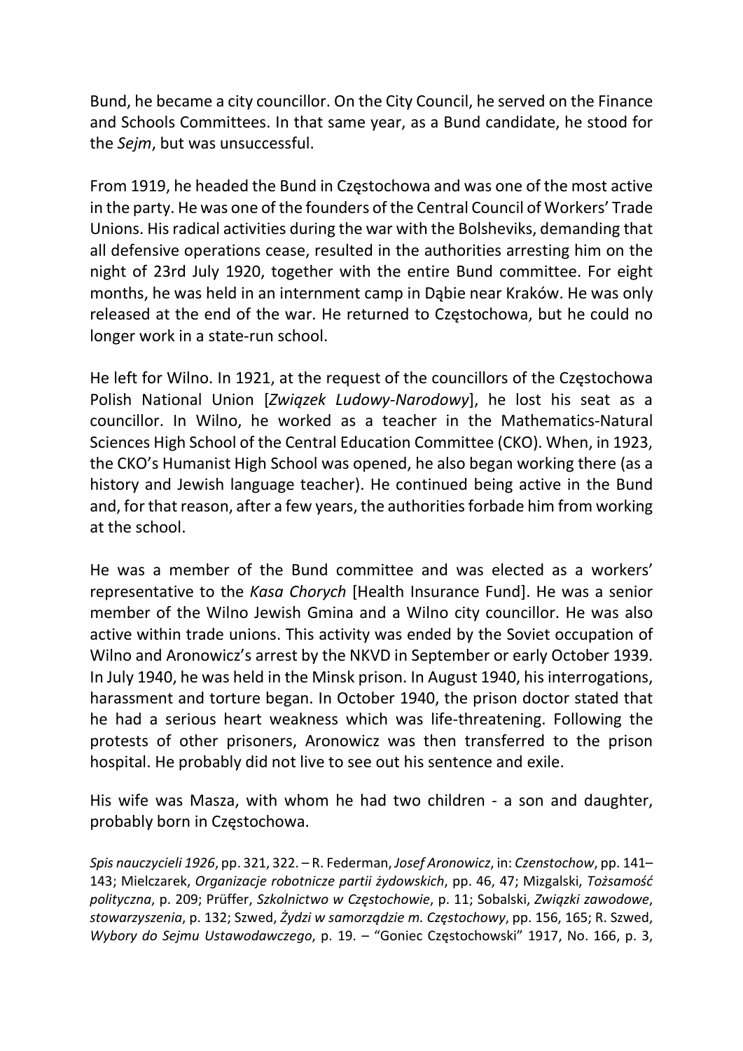Bund, he became a city councillor. On the City Council, he served on the Finance and Schools Committees. In that same year, as a Bund candidate, he stood for the *Sejm*, but was unsuccessful.

From 1919, he headed the Bund in Częstochowa and was one of the most active in the party. He was one of the founders of the Central Council of Workers' Trade Unions. His radical activities during the war with the Bolsheviks, demanding that all defensive operations cease, resulted in the authorities arresting him on the night of 23rd July 1920, together with the entire Bund committee. For eight months, he was held in an internment camp in Dąbie near Kraków. He was only released at the end of the war. He returned to Częstochowa, but he could no longer work in a state-run school.

He left for Wilno. In 1921, at the request of the councillors of the Częstochowa Polish National Union [*Związek Ludowy-Narodowy*], he lost his seat as a councillor. In Wilno, he worked as a teacher in the Mathematics-Natural Sciences High School of the Central Education Committee (CKO). When, in 1923, the CKO's Humanist High School was opened, he also began working there (as a history and Jewish language teacher). He continued being active in the Bund and, for that reason, after a few years, the authorities forbade him from working at the school.

He was a member of the Bund committee and was elected as a workers' representative to the *Kasa Chorych* [Health Insurance Fund]. He was a senior member of the Wilno Jewish Gmina and a Wilno city councillor. He was also active within trade unions. This activity was ended by the Soviet occupation of Wilno and Aronowicz's arrest by the NKVD in September or early October 1939. In July 1940, he was held in the Minsk prison. In August 1940, his interrogations, harassment and torture began. In October 1940, the prison doctor stated that he had a serious heart weakness which was life-threatening. Following the protests of other prisoners, Aronowicz was then transferred to the prison hospital. He probably did not live to see out his sentence and exile.

His wife was Masza, with whom he had two children - a son and daughter, probably born in Częstochowa.

*Spis nauczycieli 1926*, pp. 321, 322. – R. Federman, *Josef Aronowicz*, in: *Czenstochow*, pp. 141–143; Mielczarek, *Organizacje robotnicze partii żydowskich*, pp. 46, 47; Mizgalski, *Tożsamość polityczna*, p. 209; Prüffer, *Szkolnictwo w Częstochowie*, p. 11; Sobalski, *Związki zawodowe, stowarzyszenia*, p. 132; Szwed, *Żydzi w samorządzie m. Częstochowy*, pp. 156, 165; R. Szwed, *Wybory do Sejmu Ustawodawczego*, p. 19. – "Goniec Częstochowski" 1917, No. 166, p. 3,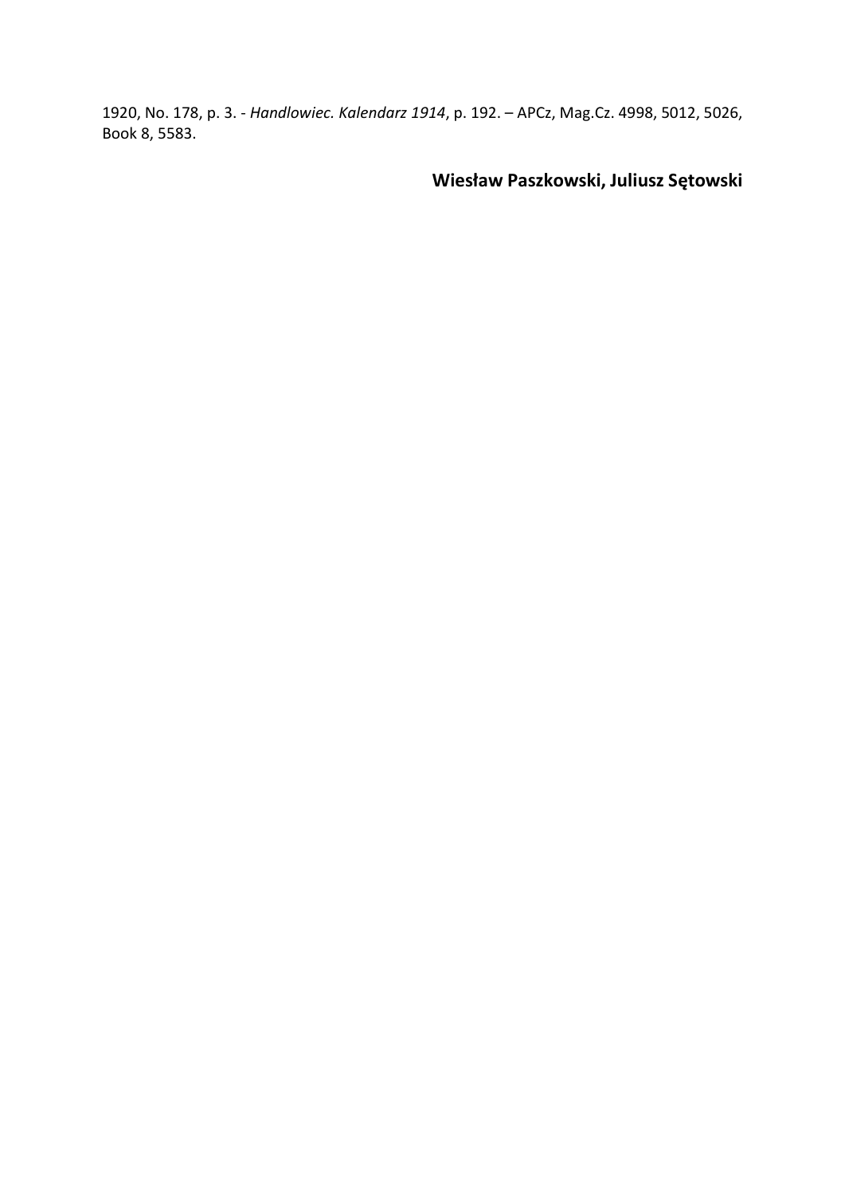1920, No. 178, p. 3. - *Handlowiec. Kalendarz 1914*, p. 192. – APCz, Mag.Cz. 4998, 5012, 5026, Book 8, 5583.

**Wiesław Paszkowski, Juliusz Sętowski**